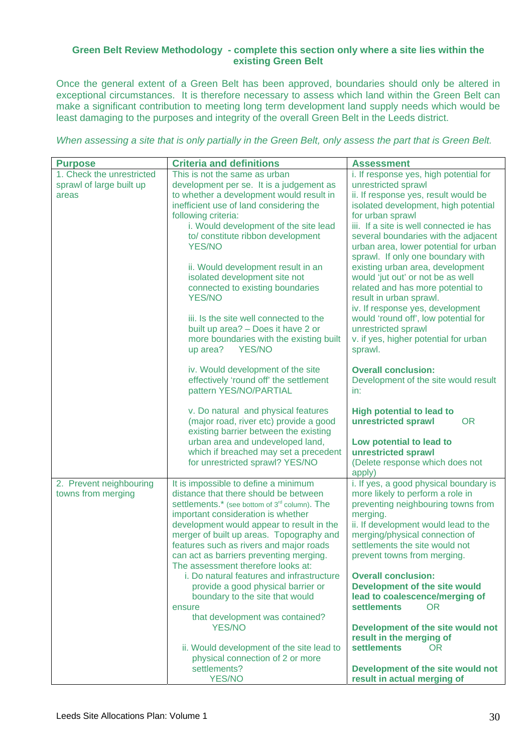**Green Belt Review Methodology - complete this section only where a site lies within the existing Green Belt**

Once the general extent of a Green Belt has been approved, boundaries should only be altered in exceptional circumstances. It is therefore necessary to assess which land within the Green Belt can make a significant contribution to meeting long term development land supply needs which would be least damaging to the purposes and integrity of the overall Green Belt in the Leeds district.

*When assessing a site that is only partially in the Green Belt, only assess the part that is Green Belt.*

| Purpose | Criteria and definitions | Assessment |
|---|---|---|
| 1. Check the unrestricted sprawl of large built up areas | This is not the same as urban development per se. It is a judgement as to whether a development would result in inefficient use of land considering the following criteria:<br>i. Would development of the site lead to/ constitute ribbon development YES/NO<br><br>ii. Would development result in an isolated development site not connected to existing boundaries YES/NO<br><br>iii. Is the site well connected to the built up area? – Does it have 2 or more boundaries with the existing built up area? YES/NO<br><br>iv. Would development of the site effectively 'round off' the settlement pattern YES/NO/PARTIAL<br><br>v. Do natural and physical features (major road, river etc) provide a good existing barrier between the existing urban area and undeveloped land, which if breached may set a precedent for unrestricted sprawl? YES/NO | i. If response yes, high potential for unrestricted sprawl<br>ii. If response yes, result would be isolated development, high potential for urban sprawl<br>iii. If a site is well connected ie has several boundaries with the adjacent urban area, lower potential for urban sprawl. If only one boundary with existing urban area, development would 'jut out' or not be as well related and has more potential to result in urban sprawl.<br>iv. If response yes, development would 'round off', low potential for unrestricted sprawl<br>v. if yes, higher potential for urban sprawl.<br><br>**Overall conclusion:**<br>Development of the site would result in:<br><br>**High potential to lead to unrestricted sprawl** OR<br><br>**Low potential to lead to unrestricted sprawl**<br>(Delete response which does not apply) |
| 2. Prevent neighbouring towns from merging | It is impossible to define a minimum distance that there should be between settlements.* (see bottom of 3rd column). The important consideration is whether development would appear to result in the merger of built up areas. Topography and features such as rivers and major roads can act as barriers preventing merging. The assessment therefore looks at:<br>i. Do natural features and infrastructure provide a good physical barrier or boundary to the site that would ensure that development was contained? YES/NO<br><br>ii. Would development of the site lead to physical connection of 2 or more settlements? YES/NO | i. If yes, a good physical boundary is more likely to perform a role in preventing neighbouring towns from merging.<br>ii. If development would lead to the merging/physical connection of settlements the site would not prevent towns from merging.<br><br>**Overall conclusion:**<br>**Development of the site would lead to coalescence/merging of settlements** OR<br><br>**Development of the site would not result in the merging of settlements** OR<br><br>**Development of the site would not result in actual merging of** |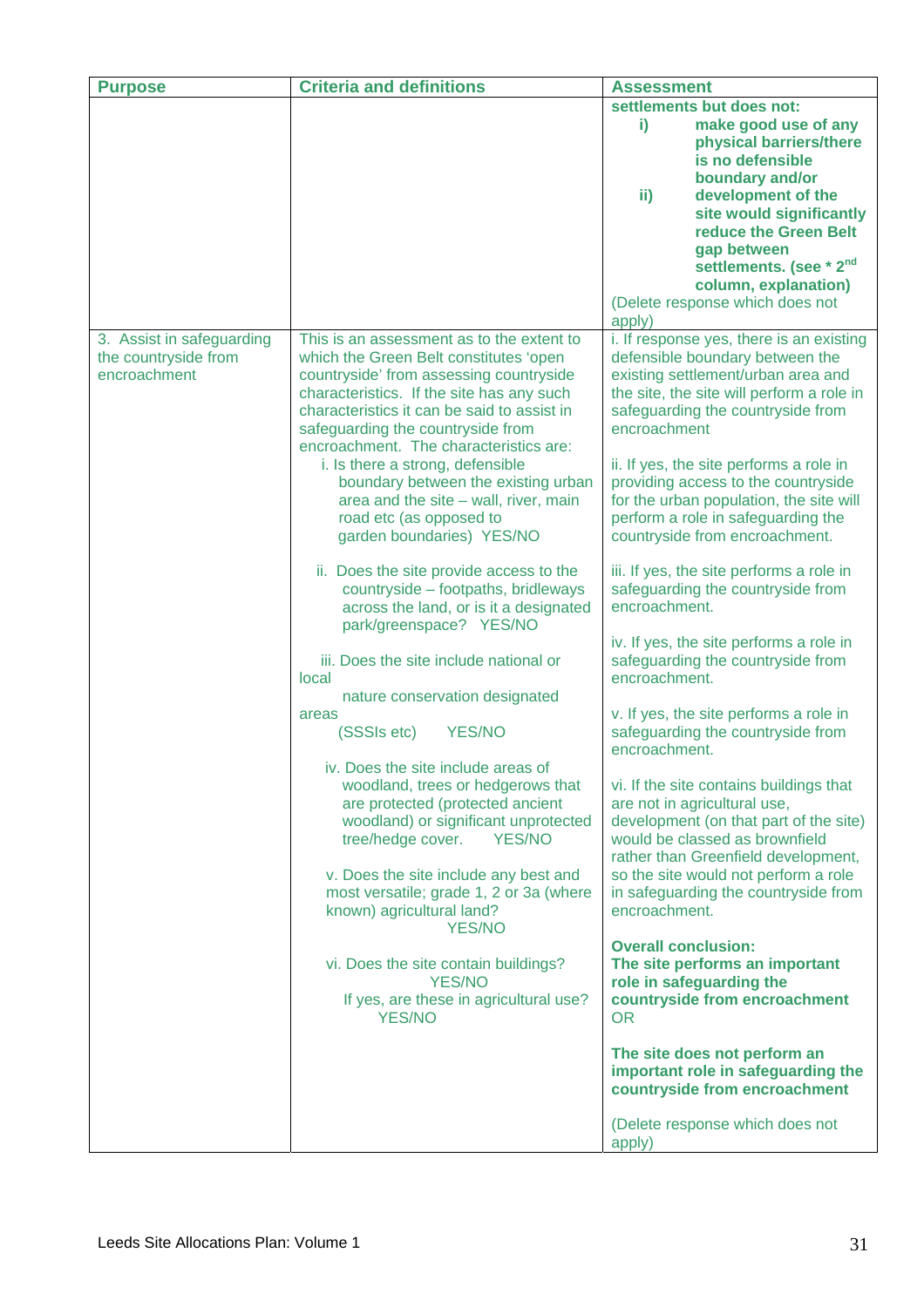| Purpose | Criteria and definitions | Assessment |
|---|---|---|
| | | **settlements but does not:**<br>**i) make good use of any physical barriers/there is no defensible boundary and/or**<br>**ii) development of the site would significantly reduce the Green Belt gap between settlements. (see * 2nd column, explanation)**<br>(Delete response which does not apply) |
| 3. Assist in safeguarding the countryside from encroachment | This is an assessment as to the extent to which the Green Belt constitutes 'open countryside' from assessing countryside characteristics. If the site has any such characteristics it can be said to assist in safeguarding the countryside from encroachment. The characteristics are:<br>i. Is there a strong, defensible boundary between the existing urban area and the site – wall, river, main road etc (as opposed to garden boundaries) YES/NO<br><br>ii. Does the site provide access to the countryside – footpaths, bridleways across the land, or is it a designated park/greenspace? YES/NO<br><br>iii. Does the site include national or local nature conservation designated areas (SSSIs etc) YES/NO<br><br>iv. Does the site include areas of woodland, trees or hedgerows that are protected (protected ancient woodland) or significant unprotected tree/hedge cover. YES/NO<br><br>v. Does the site include any best and most versatile; grade 1, 2 or 3a (where known) agricultural land? YES/NO<br><br>vi. Does the site contain buildings? YES/NO<br>If yes, are these in agricultural use? YES/NO | i. If response yes, there is an existing defensible boundary between the existing settlement/urban area and the site, the site will perform a role in safeguarding the countryside from encroachment<br><br>ii. If yes, the site performs a role in providing access to the countryside for the urban population, the site will perform a role in safeguarding the countryside from encroachment.<br><br>iii. If yes, the site performs a role in safeguarding the countryside from encroachment.<br><br>iv. If yes, the site performs a role in safeguarding the countryside from encroachment.<br><br>v. If yes, the site performs a role in safeguarding the countryside from encroachment.<br><br>vi. If the site contains buildings that are not in agricultural use, development (on that part of the site) would be classed as brownfield rather than Greenfield development, so the site would not perform a role in safeguarding the countryside from encroachment.<br><br>**Overall conclusion:**<br>**The site performs an important role in safeguarding the countryside from encroachment**<br>OR<br><br>**The site does not perform an important role in safeguarding the countryside from encroachment**<br><br>(Delete response which does not apply) |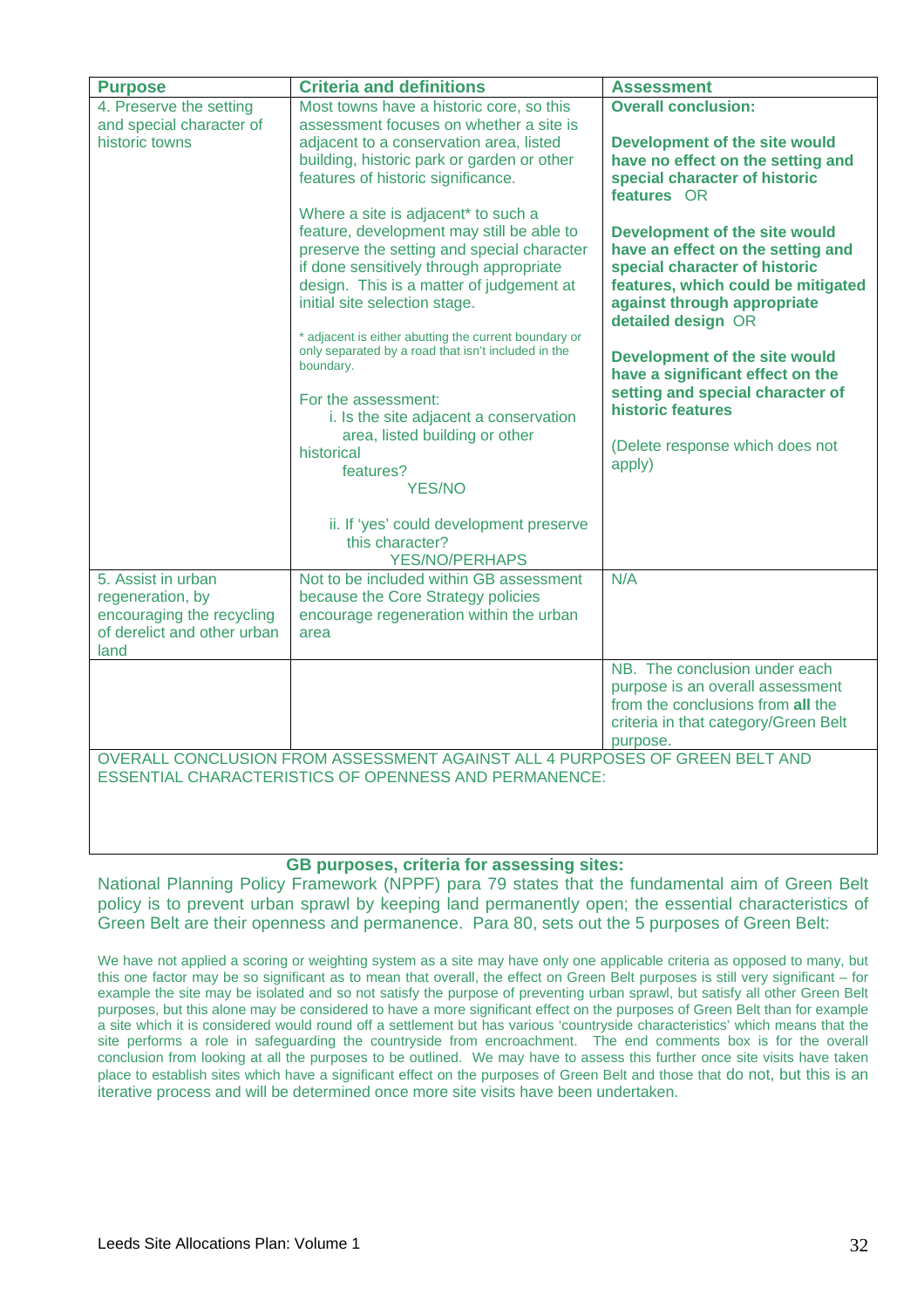| Purpose | Criteria and definitions | Assessment |
|---|---|---|
| 4. Preserve the setting and special character of historic towns | Most towns have a historic core, so this assessment focuses on whether a site is adjacent to a conservation area, listed building, historic park or garden or other features of historic significance.<br><br>Where a site is adjacent* to such a feature, development may still be able to preserve the setting and special character if done sensitively through appropriate design. This is a matter of judgement at initial site selection stage.<br><br>* adjacent is either abutting the current boundary or only separated by a road that isn't included in the boundary.<br><br>For the assessment:<br>i. Is the site adjacent a conservation area, listed building or other historical features? YES/NO<br><br>ii. If 'yes' could development preserve this character? YES/NO/PERHAPS | **Overall conclusion:**<br><br>**Development of the site would have no effect on the setting and special character of historic features** OR<br><br>**Development of the site would have an effect on the setting and special character of historic features, which could be mitigated against through appropriate detailed design** OR<br><br>**Development of the site would have a significant effect on the setting and special character of historic features**<br><br>(Delete response which does not apply) |
| 5. Assist in urban regeneration, by encouraging the recycling of derelict and other urban land | Not to be included within GB assessment because the Core Strategy policies encourage regeneration within the urban area | N/A |
| | | NB. The conclusion under each purpose is an overall assessment from the conclusions from **all** the criteria in that category/Green Belt purpose. |
| OVERALL CONCLUSION FROM ASSESSMENT AGAINST ALL 4 PURPOSES OF GREEN BELT AND ESSENTIAL CHARACTERISTICS OF OPENNESS AND PERMANENCE: | | |

**GB purposes, criteria for assessing sites:**

National Planning Policy Framework (NPPF) para 79 states that the fundamental aim of Green Belt policy is to prevent urban sprawl by keeping land permanently open; the essential characteristics of Green Belt are their openness and permanence. Para 80, sets out the 5 purposes of Green Belt:

We have not applied a scoring or weighting system as a site may have only one applicable criteria as opposed to many, but this one factor may be so significant as to mean that overall, the effect on Green Belt purposes is still very significant – for example the site may be isolated and so not satisfy the purpose of preventing urban sprawl, but satisfy all other Green Belt purposes, but this alone may be considered to have a more significant effect on the purposes of Green Belt than for example a site which it is considered would round off a settlement but has various 'countryside characteristics' which means that the site performs a role in safeguarding the countryside from encroachment. The end comments box is for the overall conclusion from looking at all the purposes to be outlined. We may have to assess this further once site visits have taken place to establish sites which have a significant effect on the purposes of Green Belt and those that do not, but this is an iterative process and will be determined once more site visits have been undertaken.